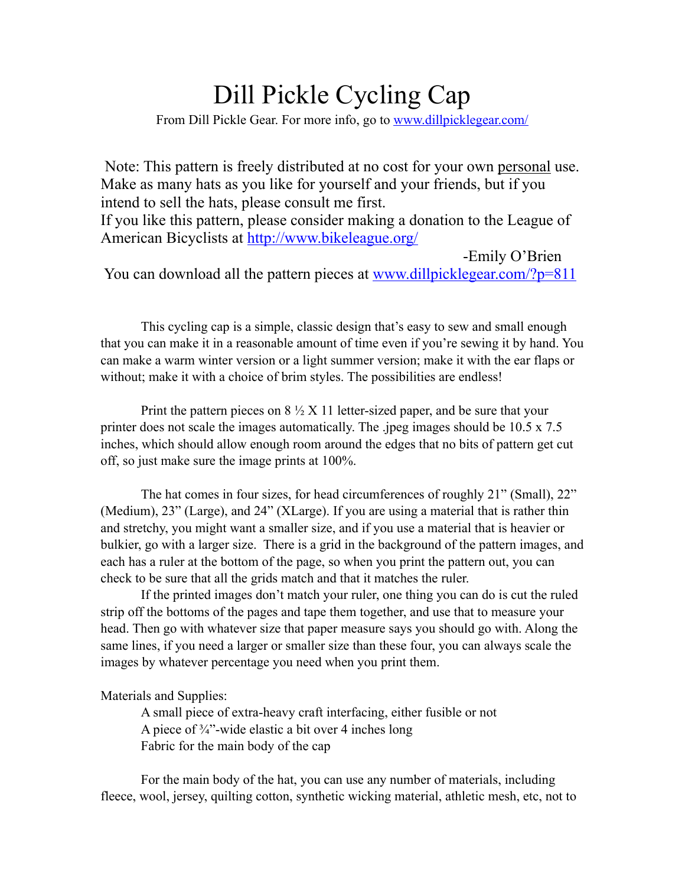# Dill Pickle Cycling Cap

From Dill Pickle Gear. For more info, go to [www.dillpicklegear.com/](http://www.dillpicklegear.com/)

Note: This pattern is freely distributed at no cost for your own personal use. Make as many hats as you like for yourself and your friends, but if you intend to sell the hats, please consult me first.
If you like this pattern, please consider making a donation to the League of American Bicyclists at [http://www.bikeleague.org/](http://www.bikeleague.org/)

-Emily O'Brien

You can download all the pattern pieces at [www.dillpicklegear.com/?p=811](http://www.dillpicklegear.com/?p=811)

This cycling cap is a simple, classic design that's easy to sew and small enough that you can make it in a reasonable amount of time even if you're sewing it by hand. You can make a warm winter version or a light summer version; make it with the ear flaps or without; make it with a choice of brim styles. The possibilities are endless!

Print the pattern pieces on 8 ½ X 11 letter-sized paper, and be sure that your printer does not scale the images automatically. The .jpeg images should be 10.5 x 7.5 inches, which should allow enough room around the edges that no bits of pattern get cut off, so just make sure the image prints at 100%.

The hat comes in four sizes, for head circumferences of roughly 21" (Small), 22" (Medium), 23" (Large), and 24" (XLarge). If you are using a material that is rather thin and stretchy, you might want a smaller size, and if you use a material that is heavier or bulkier, go with a larger size. There is a grid in the background of the pattern images, and each has a ruler at the bottom of the page, so when you print the pattern out, you can check to be sure that all the grids match and that it matches the ruler.

If the printed images don't match your ruler, one thing you can do is cut the ruled strip off the bottoms of the pages and tape them together, and use that to measure your head. Then go with whatever size that paper measure says you should go with. Along the same lines, if you need a larger or smaller size than these four, you can always scale the images by whatever percentage you need when you print them.

Materials and Supplies:

- A small piece of extra-heavy craft interfacing, either fusible or not
- A piece of ¾"-wide elastic a bit over 4 inches long
- Fabric for the main body of the cap

For the main body of the hat, you can use any number of materials, including fleece, wool, jersey, quilting cotton, synthetic wicking material, athletic mesh, etc, not to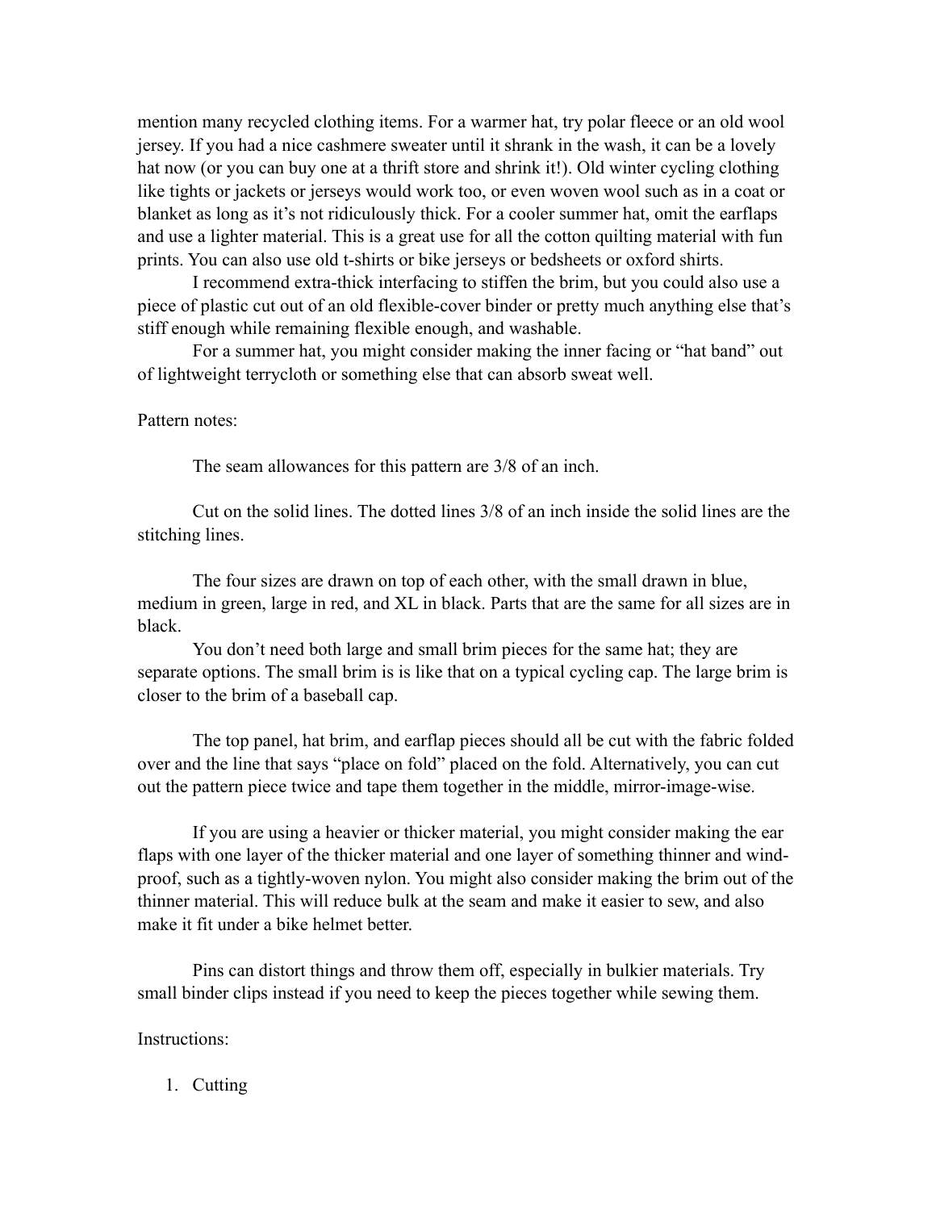mention many recycled clothing items. For a warmer hat, try polar fleece or an old wool jersey. If you had a nice cashmere sweater until it shrank in the wash, it can be a lovely hat now (or you can buy one at a thrift store and shrink it!). Old winter cycling clothing like tights or jackets or jerseys would work too, or even woven wool such as in a coat or blanket as long as it's not ridiculously thick. For a cooler summer hat, omit the earflaps and use a lighter material. This is a great use for all the cotton quilting material with fun prints. You can also use old t-shirts or bike jerseys or bedsheets or oxford shirts.

I recommend extra-thick interfacing to stiffen the brim, but you could also use a piece of plastic cut out of an old flexible-cover binder or pretty much anything else that's stiff enough while remaining flexible enough, and washable.

For a summer hat, you might consider making the inner facing or "hat band" out of lightweight terrycloth or something else that can absorb sweat well.

Pattern notes:

The seam allowances for this pattern are 3/8 of an inch.

Cut on the solid lines. The dotted lines 3/8 of an inch inside the solid lines are the stitching lines.

The four sizes are drawn on top of each other, with the small drawn in blue, medium in green, large in red, and XL in black. Parts that are the same for all sizes are in black.

You don't need both large and small brim pieces for the same hat; they are separate options. The small brim is is like that on a typical cycling cap. The large brim is closer to the brim of a baseball cap.

The top panel, hat brim, and earflap pieces should all be cut with the fabric folded over and the line that says "place on fold" placed on the fold. Alternatively, you can cut out the pattern piece twice and tape them together in the middle, mirror-image-wise.

If you are using a heavier or thicker material, you might consider making the ear flaps with one layer of the thicker material and one layer of something thinner and wind-proof, such as a tightly-woven nylon. You might also consider making the brim out of the thinner material. This will reduce bulk at the seam and make it easier to sew, and also make it fit under a bike helmet better.

Pins can distort things and throw them off, especially in bulkier materials. Try small binder clips instead if you need to keep the pieces together while sewing them.

Instructions:

1. Cutting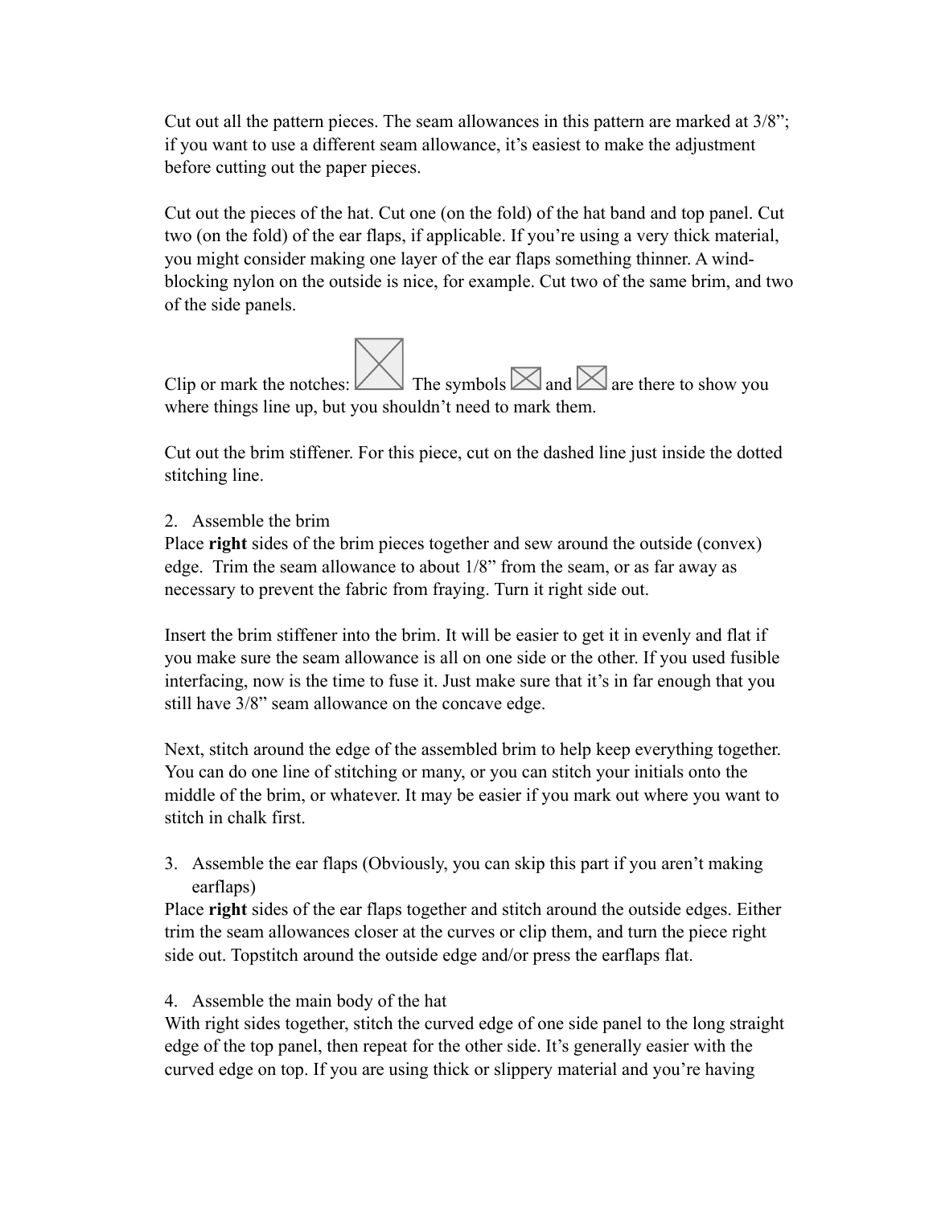Cut out all the pattern pieces. The seam allowances in this pattern are marked at 3/8"; if you want to use a different seam allowance, it's easiest to make the adjustment before cutting out the paper pieces.

Cut out the pieces of the hat. Cut one (on the fold) of the hat band and top panel. Cut two (on the fold) of the ear flaps, if applicable. If you're using a very thick material, you might consider making one layer of the ear flaps something thinner. A wind-blocking nylon on the outside is nice, for example. Cut two of the same brim, and two of the side panels.

Clip or mark the notches: The symbols and are there to show you where things line up, but you shouldn't need to mark them.

Cut out the brim stiffener. For this piece, cut on the dashed line just inside the dotted stitching line.

2. Assemble the brim

Place **right** sides of the brim pieces together and sew around the outside (convex) edge. Trim the seam allowance to about 1/8" from the seam, or as far away as necessary to prevent the fabric from fraying. Turn it right side out.

Insert the brim stiffener into the brim. It will be easier to get it in evenly and flat if you make sure the seam allowance is all on one side or the other. If you used fusible interfacing, now is the time to fuse it. Just make sure that it's in far enough that you still have 3/8" seam allowance on the concave edge.

Next, stitch around the edge of the assembled brim to help keep everything together. You can do one line of stitching or many, or you can stitch your initials onto the middle of the brim, or whatever. It may be easier if you mark out where you want to stitch in chalk first.

3. Assemble the ear flaps (Obviously, you can skip this part if you aren't making earflaps)

Place **right** sides of the ear flaps together and stitch around the outside edges. Either trim the seam allowances closer at the curves or clip them, and turn the piece right side out. Topstitch around the outside edge and/or press the earflaps flat.

4. Assemble the main body of the hat

With right sides together, stitch the curved edge of one side panel to the long straight edge of the top panel, then repeat for the other side. It's generally easier with the curved edge on top. If you are using thick or slippery material and you're having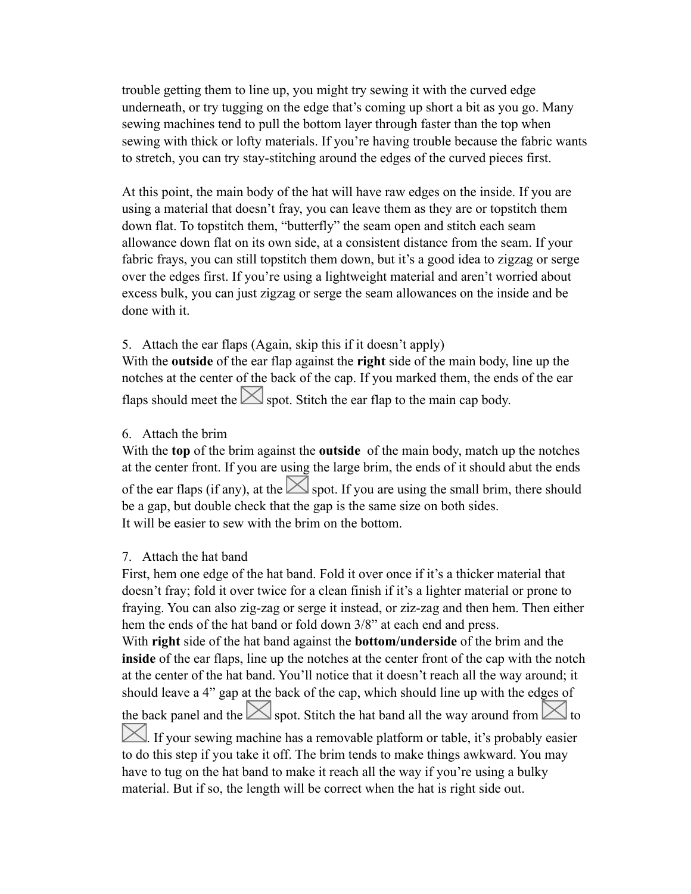trouble getting them to line up, you might try sewing it with the curved edge underneath, or try tugging on the edge that's coming up short a bit as you go. Many sewing machines tend to pull the bottom layer through faster than the top when sewing with thick or lofty materials. If you're having trouble because the fabric wants to stretch, you can try stay-stitching around the edges of the curved pieces first.

At this point, the main body of the hat will have raw edges on the inside. If you are using a material that doesn't fray, you can leave them as they are or topstitch them down flat. To topstitch them, "butterfly" the seam open and stitch each seam allowance down flat on its own side, at a consistent distance from the seam. If your fabric frays, you can still topstitch them down, but it's a good idea to zigzag or serge over the edges first. If you're using a lightweight material and aren't worried about excess bulk, you can just zigzag or serge the seam allowances on the inside and be done with it.

5. Attach the ear flaps (Again, skip this if it doesn't apply)

With the **outside** of the ear flap against the **right** side of the main body, line up the notches at the center of the back of the cap. If you marked them, the ends of the ear flaps should meet the ☒ spot. Stitch the ear flap to the main cap body.

6. Attach the brim

With the **top** of the brim against the **outside** of the main body, match up the notches at the center front. If you are using the large brim, the ends of it should abut the ends of the ear flaps (if any), at the ☒ spot. If you are using the small brim, there should be a gap, but double check that the gap is the same size on both sides.
It will be easier to sew with the brim on the bottom.

7. Attach the hat band

First, hem one edge of the hat band. Fold it over once if it's a thicker material that doesn't fray; fold it over twice for a clean finish if it's a lighter material or prone to fraying. You can also zig-zag or serge it instead, or ziz-zag and then hem. Then either hem the ends of the hat band or fold down 3/8" at each end and press.
With **right** side of the hat band against the **bottom/underside** of the brim and the **inside** of the ear flaps, line up the notches at the center front of the cap with the notch at the center of the hat band. You'll notice that it doesn't reach all the way around; it should leave a 4" gap at the back of the cap, which should line up with the edges of the back panel and the ☒ spot. Stitch the hat band all the way around from ☒ to ☒. If your sewing machine has a removable platform or table, it's probably easier to do this step if you take it off. The brim tends to make things awkward. You may have to tug on the hat band to make it reach all the way if you're using a bulky material. But if so, the length will be correct when the hat is right side out.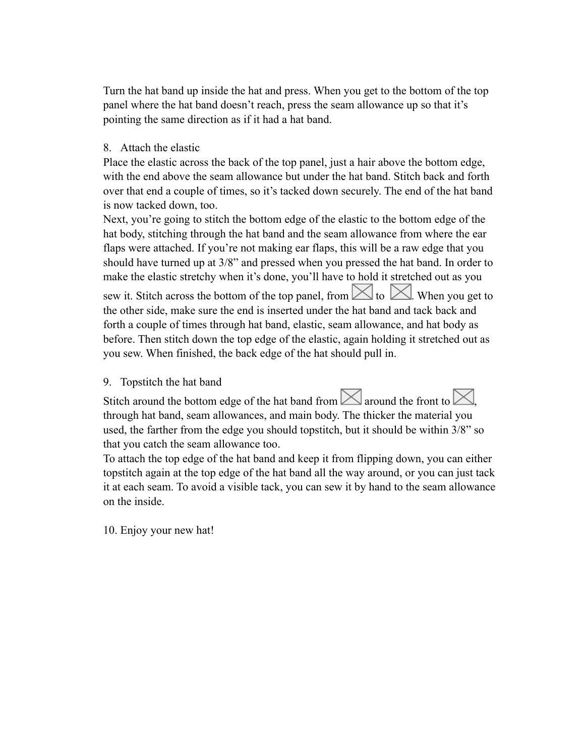Turn the hat band up inside the hat and press. When you get to the bottom of the top panel where the hat band doesn't reach, press the seam allowance up so that it's pointing the same direction as if it had a hat band.

8. Attach the elastic

Place the elastic across the back of the top panel, just a hair above the bottom edge, with the end above the seam allowance but under the hat band. Stitch back and forth over that end a couple of times, so it's tacked down securely. The end of the hat band is now tacked down, too.

Next, you're going to stitch the bottom edge of the elastic to the bottom edge of the hat body, stitching through the hat band and the seam allowance from where the ear flaps were attached. If you're not making ear flaps, this will be a raw edge that you should have turned up at 3/8" and pressed when you pressed the hat band. In order to make the elastic stretchy when it's done, you'll have to hold it stretched out as you sew it. Stitch across the bottom of the top panel, from to . When you get to the other side, make sure the end is inserted under the hat band and tack back and forth a couple of times through hat band, elastic, seam allowance, and hat body as before. Then stitch down the top edge of the elastic, again holding it stretched out as you sew. When finished, the back edge of the hat should pull in.

9. Topstitch the hat band

Stitch around the bottom edge of the hat band from around the front to , through hat band, seam allowances, and main body. The thicker the material you used, the farther from the edge you should topstitch, but it should be within 3/8" so that you catch the seam allowance too.

To attach the top edge of the hat band and keep it from flipping down, you can either topstitch again at the top edge of the hat band all the way around, or you can just tack it at each seam. To avoid a visible tack, you can sew it by hand to the seam allowance on the inside.

10. Enjoy your new hat!